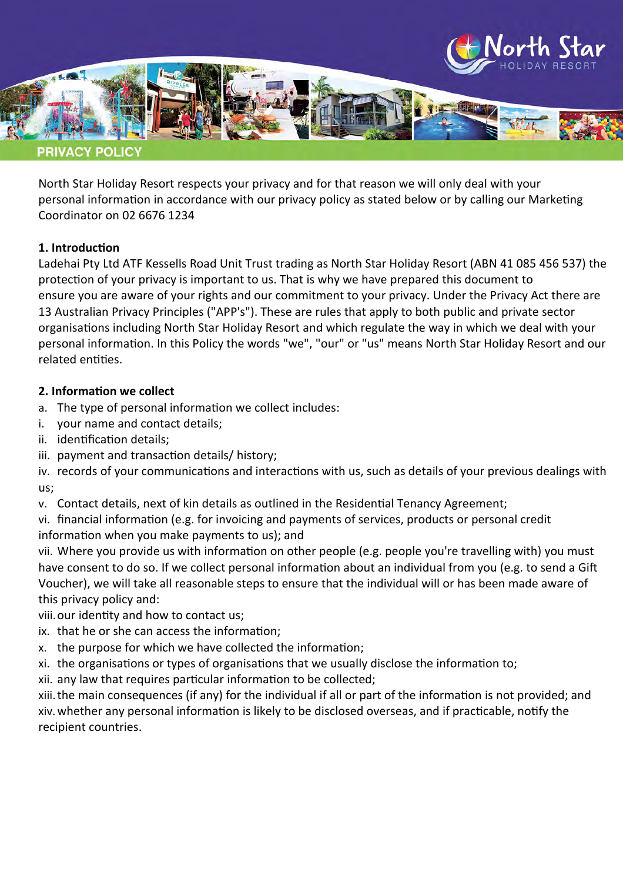## PRIVACY POLICY

North Star Holiday Resort respects your privacy and for that reason we will only deal with your personal information in accordance with our privacy policy as stated below or by calling our Marketing Coordinator on 02 6676 1234

### 1. Introduction

Ladehai Pty Ltd ATF Kessells Road Unit Trust trading as North Star Holiday Resort (ABN 41 085 456 537) the protection of your privacy is important to us. That is why we have prepared this document to ensure you are aware of your rights and our commitment to your privacy. Under the Privacy Act there are 13 Australian Privacy Principles ("APP's"). These are rules that apply to both public and private sector organisations including North Star Holiday Resort and which regulate the way in which we deal with your personal information. In this Policy the words "we", "our" or "us" means North Star Holiday Resort and our related entities.

### 2. Information we collect

a. The type of personal information we collect includes:

i. your name and contact details;

ii. identification details;

iii. payment and transaction details/ history;

iv. records of your communications and interactions with us, such as details of your previous dealings with us;

v. Contact details, next of kin details as outlined in the Residential Tenancy Agreement;

vi. financial information (e.g. for invoicing and payments of services, products or personal credit information when you make payments to us); and

vii. Where you provide us with information on other people (e.g. people you're travelling with) you must have consent to do so. If we collect personal information about an individual from you (e.g. to send a Gift Voucher), we will take all reasonable steps to ensure that the individual will or has been made aware of this privacy policy and:

viii. our identity and how to contact us;

ix. that he or she can access the information;

x. the purpose for which we have collected the information;

xi. the organisations or types of organisations that we usually disclose the information to;

xii. any law that requires particular information to be collected;

xiii. the main consequences (if any) for the individual if all or part of the information is not provided; and

xiv. whether any personal information is likely to be disclosed overseas, and if practicable, notify the recipient countries.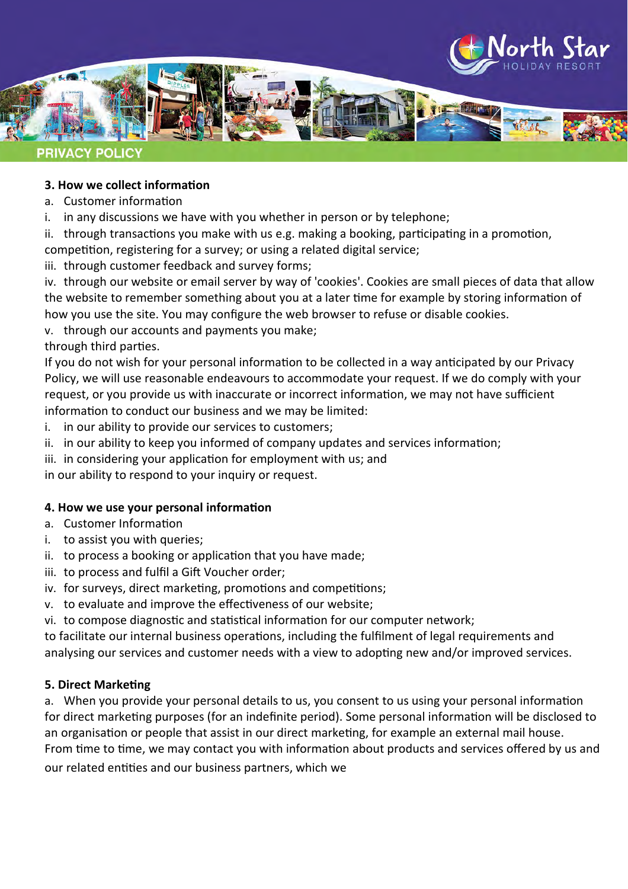**3. How we collect information**

a. Customer information

i. in any discussions we have with you whether in person or by telephone;

ii. through transactions you make with us e.g. making a booking, participating in a promotion, competition, registering for a survey; or using a related digital service;

iii. through customer feedback and survey forms;

iv. through our website or email server by way of 'cookies'. Cookies are small pieces of data that allow the website to remember something about you at a later time for example by storing information of how you use the site. You may configure the web browser to refuse or disable cookies.

v. through our accounts and payments you make;

through third parties.

If you do not wish for your personal information to be collected in a way anticipated by our Privacy Policy, we will use reasonable endeavours to accommodate your request. If we do comply with your request, or you provide us with inaccurate or incorrect information, we may not have sufficient information to conduct our business and we may be limited:

i. in our ability to provide our services to customers;

ii. in our ability to keep you informed of company updates and services information;

iii. in considering your application for employment with us; and

in our ability to respond to your inquiry or request.

**4. How we use your personal information**

a. Customer Information

i. to assist you with queries;

ii. to process a booking or application that you have made;

iii. to process and fulfil a Gift Voucher order;

iv. for surveys, direct marketing, promotions and competitions;

v. to evaluate and improve the effectiveness of our website;

vi. to compose diagnostic and statistical information for our computer network;

to facilitate our internal business operations, including the fulfilment of legal requirements and analysing our services and customer needs with a view to adopting new and/or improved services.

**5. Direct Marketing**

a. When you provide your personal details to us, you consent to us using your personal information for direct marketing purposes (for an indefinite period). Some personal information will be disclosed to an organisation or people that assist in our direct marketing, for example an external mail house. From time to time, we may contact you with information about products and services offered by us and our related entities and our business partners, which we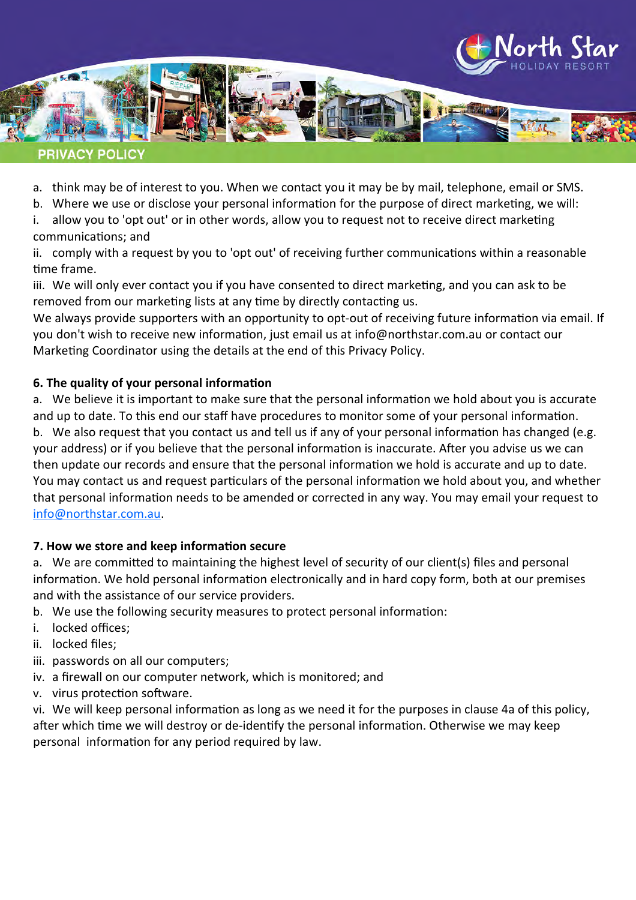a. think may be of interest to you. When we contact you it may be by mail, telephone, email or SMS.

b. Where we use or disclose your personal information for the purpose of direct marketing, we will:

i. allow you to 'opt out' or in other words, allow you to request not to receive direct marketing communications; and

ii. comply with a request by you to 'opt out' of receiving further communications within a reasonable time frame.

iii. We will only ever contact you if you have consented to direct marketing, and you can ask to be removed from our marketing lists at any time by directly contacting us.

We always provide supporters with an opportunity to opt-out of receiving future information via email. If you don't wish to receive new information, just email us at info@northstar.com.au or contact our Marketing Coordinator using the details at the end of this Privacy Policy.

**6. The quality of your personal information**

a. We believe it is important to make sure that the personal information we hold about you is accurate and up to date. To this end our staff have procedures to monitor some of your personal information.

b. We also request that you contact us and tell us if any of your personal information has changed (e.g. your address) or if you believe that the personal information is inaccurate. After you advise us we can then update our records and ensure that the personal information we hold is accurate and up to date. You may contact us and request particulars of the personal information we hold about you, and whether that personal information needs to be amended or corrected in any way. You may email your request to info@northstar.com.au.

**7. How we store and keep information secure**

a. We are committed to maintaining the highest level of security of our client(s) files and personal information. We hold personal information electronically and in hard copy form, both at our premises and with the assistance of our service providers.

b. We use the following security measures to protect personal information:

i. locked offices;

ii. locked files;

iii. passwords on all our computers;

iv. a firewall on our computer network, which is monitored; and

v. virus protection software.

vi. We will keep personal information as long as we need it for the purposes in clause 4a of this policy, after which time we will destroy or de-identify the personal information. Otherwise we may keep personal information for any period required by law.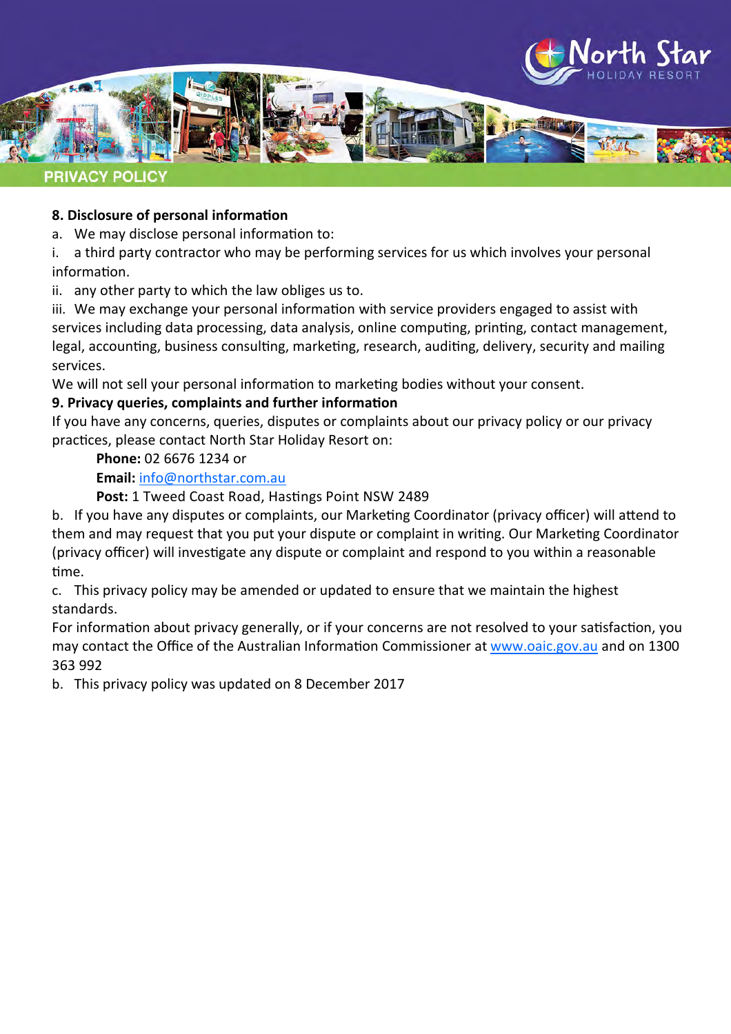**8. Disclosure of personal information**

a. We may disclose personal information to:

i. a third party contractor who may be performing services for us which involves your personal information.

ii. any other party to which the law obliges us to.

iii. We may exchange your personal information with service providers engaged to assist with services including data processing, data analysis, online computing, printing, contact management, legal, accounting, business consulting, marketing, research, auditing, delivery, security and mailing services.

We will not sell your personal information to marketing bodies without your consent.

**9. Privacy queries, complaints and further information**

If you have any concerns, queries, disputes or complaints about our privacy policy or our privacy practices, please contact North Star Holiday Resort on:

> **Phone:** 02 6676 1234 or
>
> **Email:** info@northstar.com.au
>
> **Post:** 1 Tweed Coast Road, Hastings Point NSW 2489

b. If you have any disputes or complaints, our Marketing Coordinator (privacy officer) will attend to them and may request that you put your dispute or complaint in writing. Our Marketing Coordinator (privacy officer) will investigate any dispute or complaint and respond to you within a reasonable time.

c. This privacy policy may be amended or updated to ensure that we maintain the highest standards.

For information about privacy generally, or if your concerns are not resolved to your satisfaction, you may contact the Office of the Australian Information Commissioner at www.oaic.gov.au and on 1300 363 992

b. This privacy policy was updated on 8 December 2017